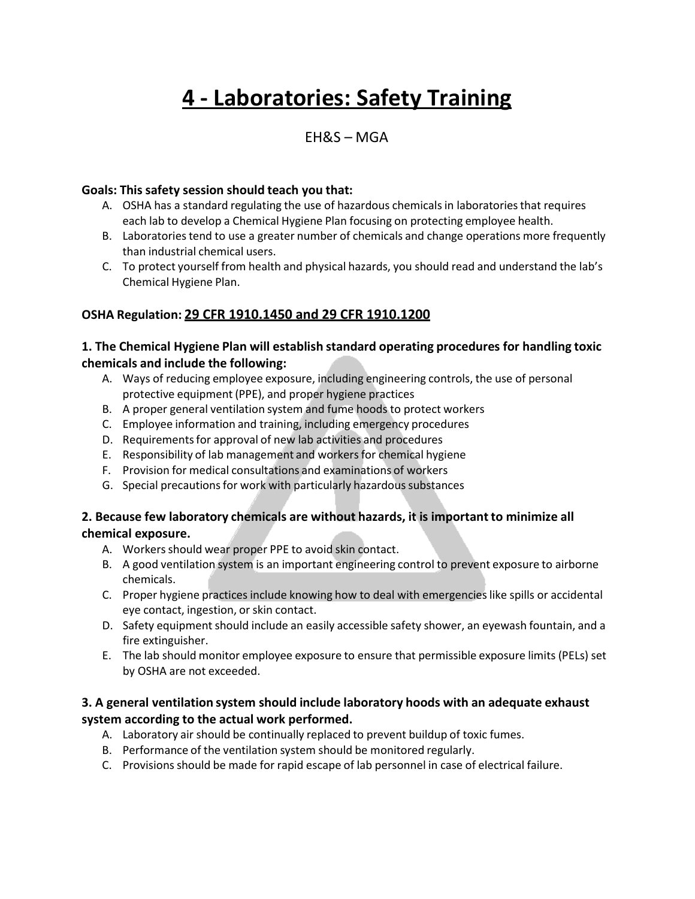# 4 - Laboratories: Safety Training

EH&S – MGA

**Goals: This safety session should teach you that:**

A. OSHA has a standard regulating the use of hazardous chemicals in laboratories that requires each lab to develop a Chemical Hygiene Plan focusing on protecting employee health.
B. Laboratories tend to use a greater number of chemicals and change operations more frequently than industrial chemical users.
C. To protect yourself from health and physical hazards, you should read and understand the lab's Chemical Hygiene Plan.

**OSHA Regulation: <u>29 CFR 1910.1450 and 29 CFR 1910.1200</u>**

### 1. The Chemical Hygiene Plan will establish standard operating procedures for handling toxic chemicals and include the following:

A. Ways of reducing employee exposure, including engineering controls, the use of personal protective equipment (PPE), and proper hygiene practices
B. A proper general ventilation system and fume hoods to protect workers
C. Employee information and training, including emergency procedures
D. Requirements for approval of new lab activities and procedures
E. Responsibility of lab management and workers for chemical hygiene
F. Provision for medical consultations and examinations of workers
G. Special precautions for work with particularly hazardous substances

### 2. Because few laboratory chemicals are without hazards, it is important to minimize all chemical exposure.

A. Workers should wear proper PPE to avoid skin contact.
B. A good ventilation system is an important engineering control to prevent exposure to airborne chemicals.
C. Proper hygiene practices include knowing how to deal with emergencies like spills or accidental eye contact, ingestion, or skin contact.
D. Safety equipment should include an easily accessible safety shower, an eyewash fountain, and a fire extinguisher.
E. The lab should monitor employee exposure to ensure that permissible exposure limits (PELs) set by OSHA are not exceeded.

### 3. A general ventilation system should include laboratory hoods with an adequate exhaust system according to the actual work performed.

A. Laboratory air should be continually replaced to prevent buildup of toxic fumes.
B. Performance of the ventilation system should be monitored regularly.
C. Provisions should be made for rapid escape of lab personnel in case of electrical failure.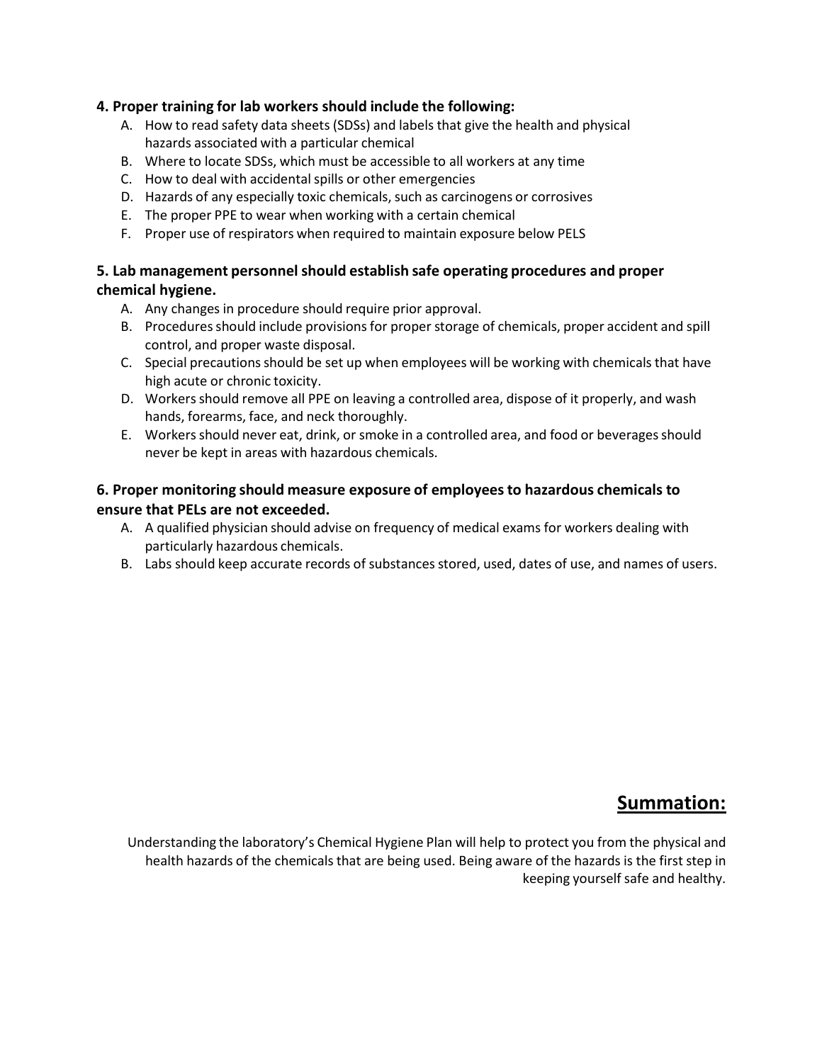**4. Proper training for lab workers should include the following:**

A. How to read safety data sheets (SDSs) and labels that give the health and physical hazards associated with a particular chemical
B. Where to locate SDSs, which must be accessible to all workers at any time
C. How to deal with accidental spills or other emergencies
D. Hazards of any especially toxic chemicals, such as carcinogens or corrosives
E. The proper PPE to wear when working with a certain chemical
F. Proper use of respirators when required to maintain exposure below PELS

**5. Lab management personnel should establish safe operating procedures and proper chemical hygiene.**

A. Any changes in procedure should require prior approval.
B. Procedures should include provisions for proper storage of chemicals, proper accident and spill control, and proper waste disposal.
C. Special precautions should be set up when employees will be working with chemicals that have high acute or chronic toxicity.
D. Workers should remove all PPE on leaving a controlled area, dispose of it properly, and wash hands, forearms, face, and neck thoroughly.
E. Workers should never eat, drink, or smoke in a controlled area, and food or beverages should never be kept in areas with hazardous chemicals.

**6. Proper monitoring should measure exposure of employees to hazardous chemicals to ensure that PELs are not exceeded.**

A. A qualified physician should advise on frequency of medical exams for workers dealing with particularly hazardous chemicals.
B. Labs should keep accurate records of substances stored, used, dates of use, and names of users.

## <u>Summation:</u>

Understanding the laboratory's Chemical Hygiene Plan will help to protect you from the physical and health hazards of the chemicals that are being used. Being aware of the hazards is the first step in keeping yourself safe and healthy.